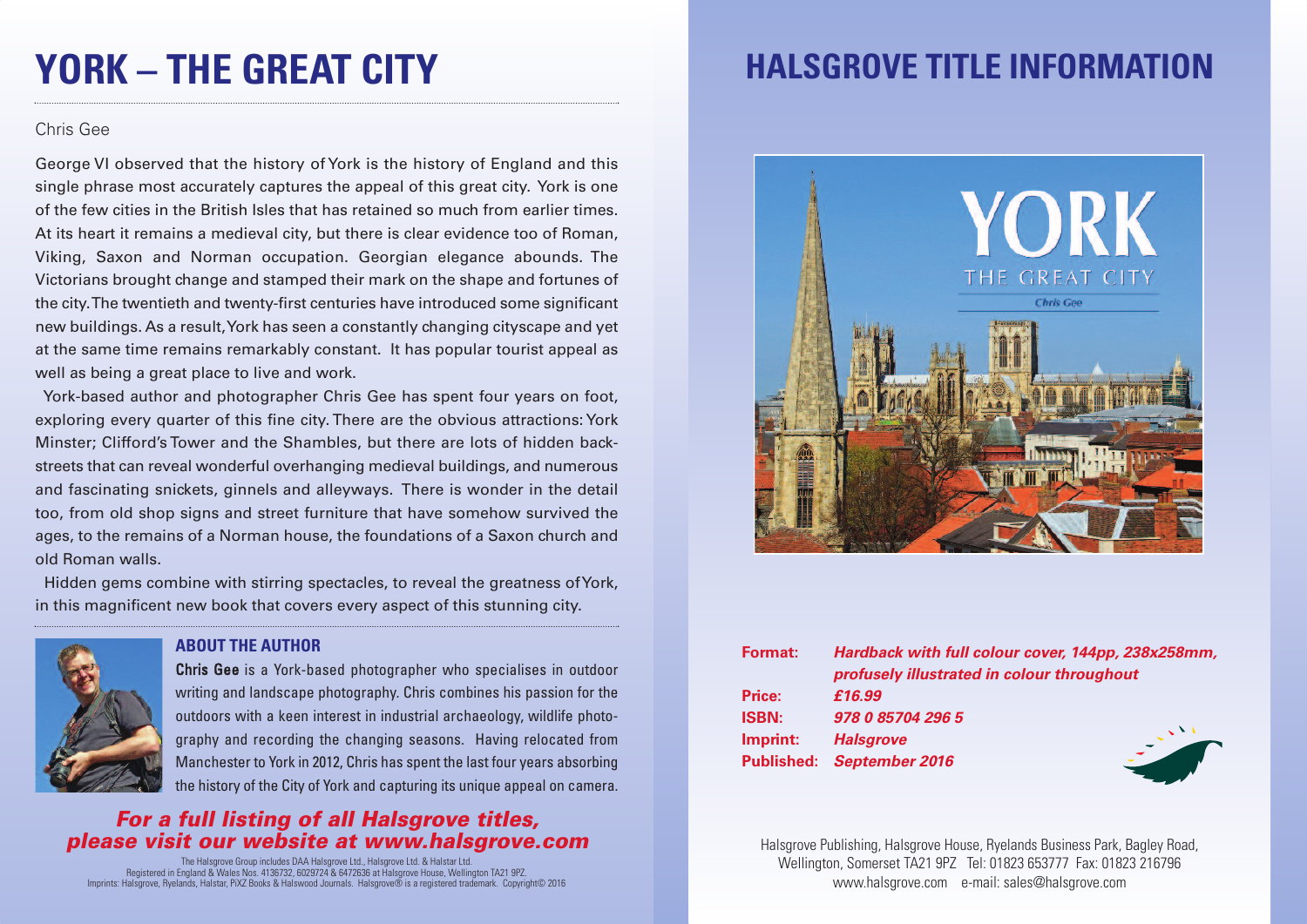# YORK – THE GREAT CITY

Chris Gee

George VI observed that the history of York is the history of England and this single phrase most accurately captures the appeal of this great city. York is one of the few cities in the British Isles that has retained so much from earlier times. At its heart it remains a medieval city, but there is clear evidence too of Roman, Viking, Saxon and Norman occupation. Georgian elegance abounds. The Victorians brought change and stamped their mark on the shape and fortunes of the city. The twentieth and twenty-first centuries have introduced some significant new buildings. As a result, York has seen a constantly changing cityscape and yet at the same time remains remarkably constant. It has popular tourist appeal as well as being a great place to live and work.

York-based author and photographer Chris Gee has spent four years on foot, exploring every quarter of this fine city. There are the obvious attractions: York Minster; Clifford's Tower and the Shambles, but there are lots of hidden back-streets that can reveal wonderful overhanging medieval buildings, and numerous and fascinating snickets, ginnels and alleyways. There is wonder in the detail too, from old shop signs and street furniture that have somehow survived the ages, to the remains of a Norman house, the foundations of a Saxon church and old Roman walls.

Hidden gems combine with stirring spectacles, to reveal the greatness of York, in this magnificent new book that covers every aspect of this stunning city.

## ABOUT THE AUTHOR

**Chris Gee** is a York-based photographer who specialises in outdoor writing and landscape photography. Chris combines his passion for the outdoors with a keen interest in industrial archaeology, wildlife photography and recording the changing seasons. Having relocated from Manchester to York in 2012, Chris has spent the last four years absorbing the history of the City of York and capturing its unique appeal on camera.

***For a full listing of all Halsgrove titles, please visit our website at www.halsgrove.com***

The Halsgrove Group includes DAA Halsgrove Ltd., Halsgrove Ltd. & Halstar Ltd.
Registered in England & Wales Nos. 4136732, 6029724 & 6472636 at Halsgrove House, Wellington TA21 9PZ.
Imprints: Halsgrove, Ryelands, Halstar, PiXZ Books & Halswood Journals. Halsgrove® is a registered trademark. Copyright© 2016

# HALSGROVE TITLE INFORMATION

**Format:** *Hardback with full colour cover, 144pp, 238x258mm, profusely illustrated in colour throughout*
**Price:** *£16.99*
**ISBN:** *978 0 85704 296 5*
**Imprint:** *Halsgrove*
**Published:** *September 2016*

Halsgrove Publishing, Halsgrove House, Ryelands Business Park, Bagley Road, Wellington, Somerset TA21 9PZ Tel: 01823 653777 Fax: 01823 216796
www.halsgrove.com e-mail: sales@halsgrove.com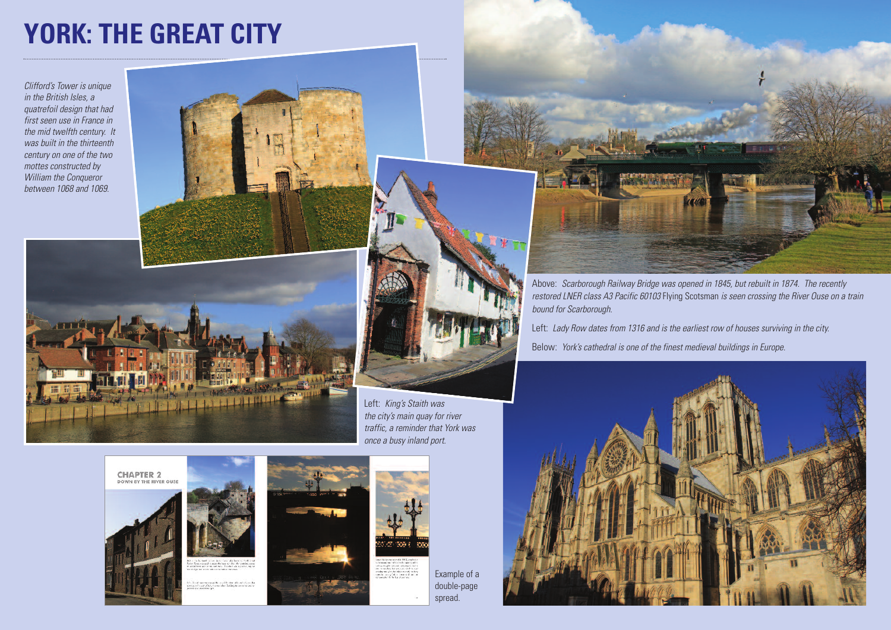# YORK: THE GREAT CITY

*Clifford's Tower is unique in the British Isles, a quatrefoil design that had first seen use in France in the mid twelfth century. It was built in the thirteenth century on one of the two mottes constructed by William the Conqueror between 1068 and 1069.*

Left: *King's Staith was the city's main quay for river traffic, a reminder that York was once a busy inland port.*

Above: *Scarborough Railway Bridge was opened in 1845, but rebuilt in 1874. The recently restored LNER class A3 Pacific 60103* Flying Scotsman *is seen crossing the River Ouse on a train bound for Scarborough.*

Left: *Lady Row dates from 1316 and is the earliest row of houses surviving in the city.*

Below: *York's cathedral is one of the finest medieval buildings in Europe.*

**CHAPTER 2**
**DOWN BY THE RIVER OUSE**

Example of a double-page spread.